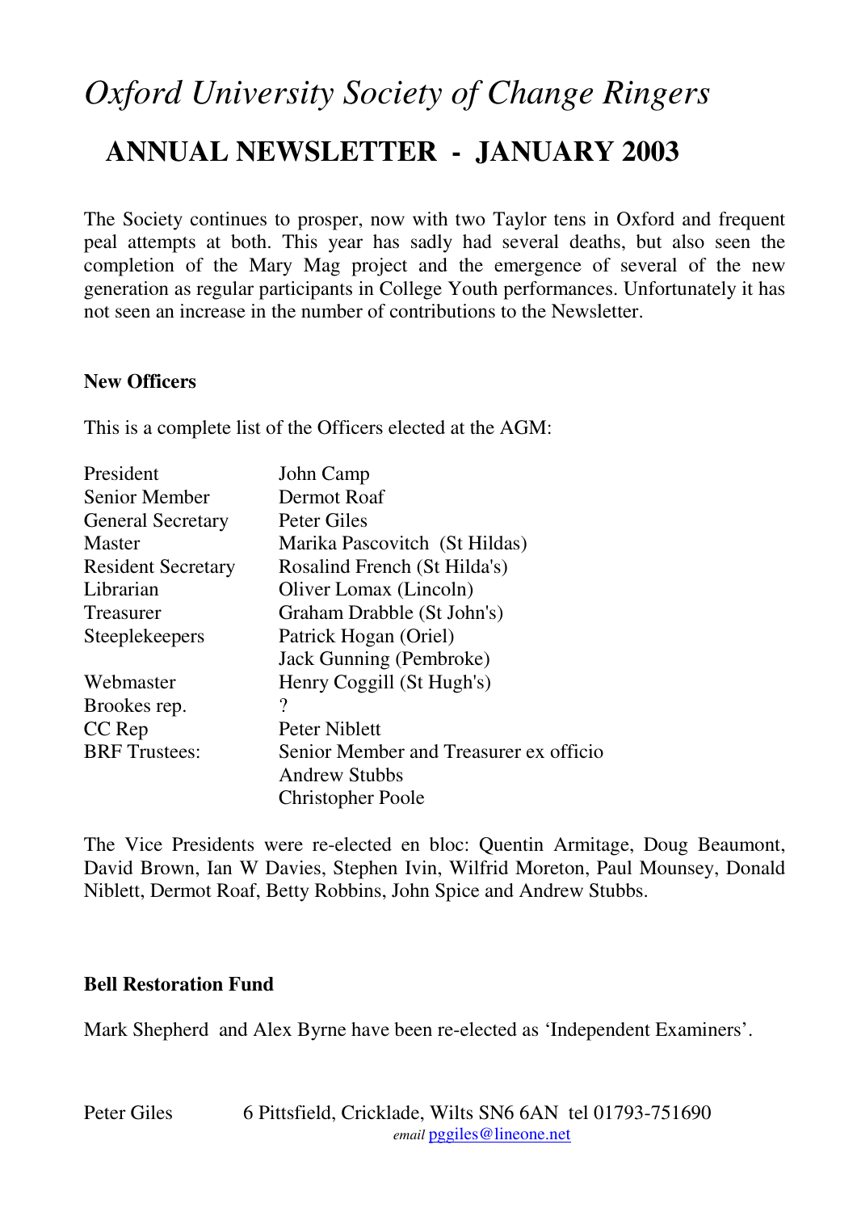# *Oxford University Society of Change Ringers*

## ANNUAL NEWSLETTER - JANUARY 2003

The Society continues to prosper, now with two Taylor tens in Oxford and frequent peal attempts at both. This year has sadly had several deaths, but also seen the completion of the Mary Mag project and the emergence of several of the new generation as regular participants in College Youth performances. Unfortunately it has not seen an increase in the number of contributions to the Newsletter.

**New Officers**

This is a complete list of the Officers elected at the AGM:

| | |
|---|---|
| President | John Camp |
| Senior Member | Dermot Roaf |
| General Secretary | Peter Giles |
| Master | Marika Pascovitch (St Hildas) |
| Resident Secretary | Rosalind French (St Hilda's) |
| Librarian | Oliver Lomax (Lincoln) |
| Treasurer | Graham Drabble (St John's) |
| Steeplekeepers | Patrick Hogan (Oriel) |
| | Jack Gunning (Pembroke) |
| Webmaster | Henry Coggill (St Hugh's) |
| Brookes rep. | ? |
| CC Rep | Peter Niblett |
| BRF Trustees: | Senior Member and Treasurer ex officio |
| | Andrew Stubbs |
| | Christopher Poole |

The Vice Presidents were re-elected en bloc: Quentin Armitage, Doug Beaumont, David Brown, Ian W Davies, Stephen Ivin, Wilfrid Moreton, Paul Mounsey, Donald Niblett, Dermot Roaf, Betty Robbins, John Spice and Andrew Stubbs.

**Bell Restoration Fund**

Mark Shepherd and Alex Byrne have been re-elected as 'Independent Examiners'.

Peter Giles 6 Pittsfield, Cricklade, Wilts SN6 6AN tel 01793-751690
*email* pggiles@lineone.net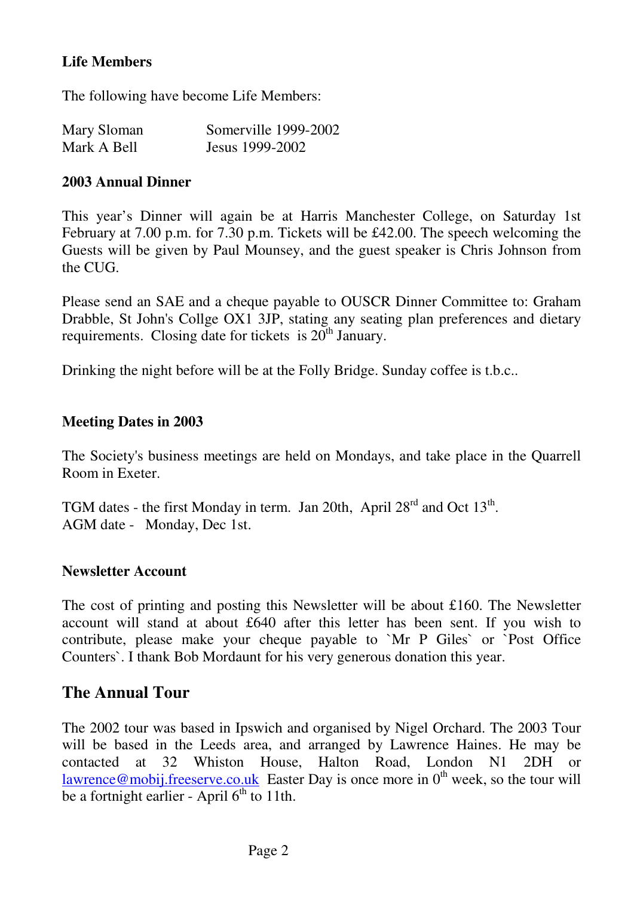### Life Members

The following have become Life Members:

| | |
|---|---|
| Mary Sloman | Somerville 1999-2002 |
| Mark A Bell | Jesus 1999-2002 |

### 2003 Annual Dinner

This year's Dinner will again be at Harris Manchester College, on Saturday 1st February at 7.00 p.m. for 7.30 p.m. Tickets will be £42.00. The speech welcoming the Guests will be given by Paul Mounsey, and the guest speaker is Chris Johnson from the CUG.

Please send an SAE and a cheque payable to OUSCR Dinner Committee to: Graham Drabble, St John's Collge OX1 3JP, stating any seating plan preferences and dietary requirements. Closing date for tickets is 20th January.

Drinking the night before will be at the Folly Bridge. Sunday coffee is t.b.c..

### Meeting Dates in 2003

The Society's business meetings are held on Mondays, and take place in the Quarrell Room in Exeter.

TGM dates - the first Monday in term. Jan 20th, April 28rd and Oct 13th.
AGM date - Monday, Dec 1st.

### Newsletter Account

The cost of printing and posting this Newsletter will be about £160. The Newsletter account will stand at about £640 after this letter has been sent. If you wish to contribute, please make your cheque payable to `Mr P Giles` or `Post Office Counters`. I thank Bob Mordaunt for his very generous donation this year.

## The Annual Tour

The 2002 tour was based in Ipswich and organised by Nigel Orchard. The 2003 Tour will be based in the Leeds area, and arranged by Lawrence Haines. He may be contacted at 32 Whiston House, Halton Road, London N1 2DH or lawrence@mobij.freeserve.co.uk Easter Day is once more in 0th week, so the tour will be a fortnight earlier - April 6th to 11th.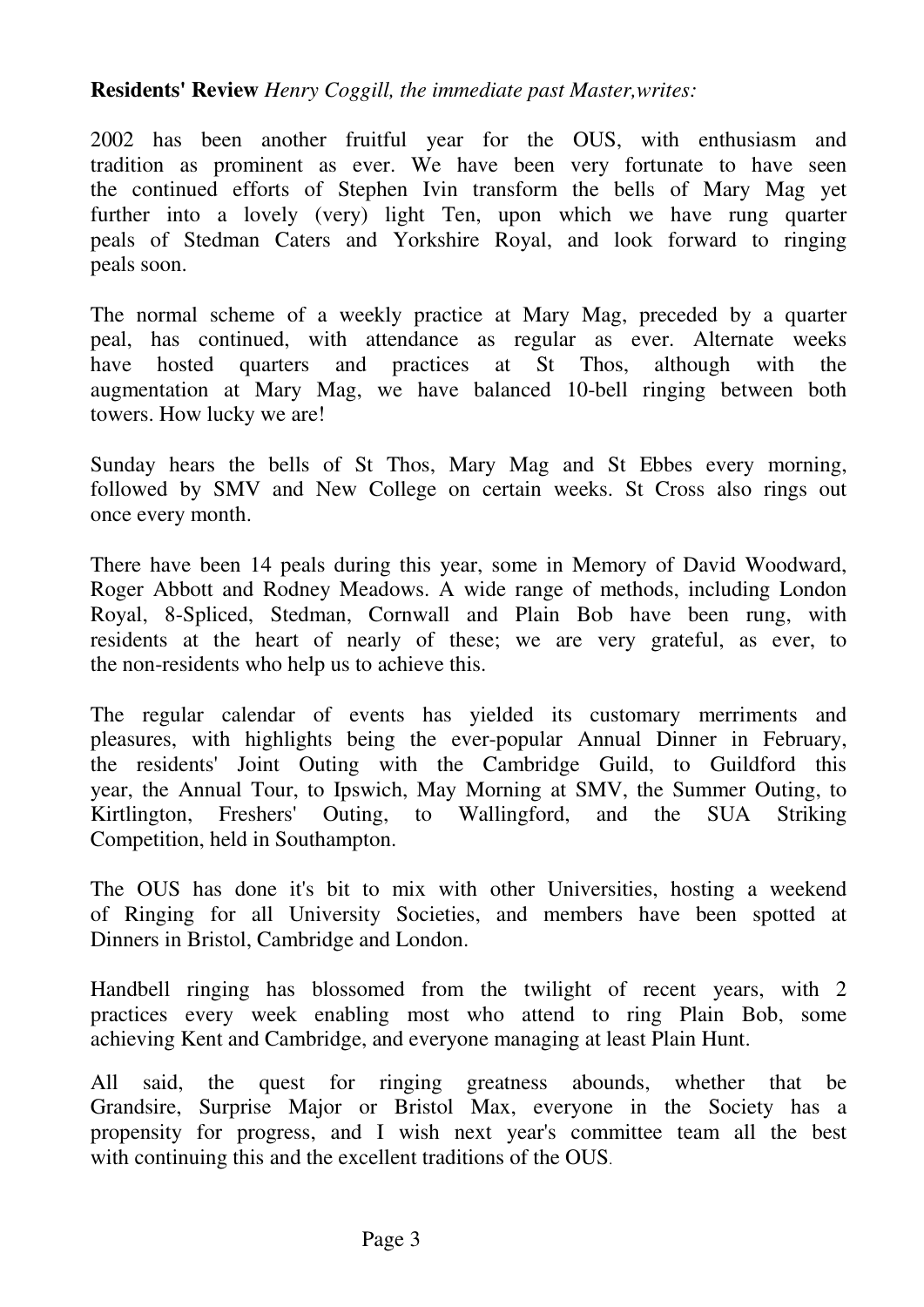**Residents' Review** *Henry Coggill, the immediate past Master,writes:*

2002 has been another fruitful year for the OUS, with enthusiasm and tradition as prominent as ever. We have been very fortunate to have seen the continued efforts of Stephen Ivin transform the bells of Mary Mag yet further into a lovely (very) light Ten, upon which we have rung quarter peals of Stedman Caters and Yorkshire Royal, and look forward to ringing peals soon.

The normal scheme of a weekly practice at Mary Mag, preceded by a quarter peal, has continued, with attendance as regular as ever. Alternate weeks have hosted quarters and practices at St Thos, although with the augmentation at Mary Mag, we have balanced 10-bell ringing between both towers. How lucky we are!

Sunday hears the bells of St Thos, Mary Mag and St Ebbes every morning, followed by SMV and New College on certain weeks. St Cross also rings out once every month.

There have been 14 peals during this year, some in Memory of David Woodward, Roger Abbott and Rodney Meadows. A wide range of methods, including London Royal, 8-Spliced, Stedman, Cornwall and Plain Bob have been rung, with residents at the heart of nearly of these; we are very grateful, as ever, to the non-residents who help us to achieve this.

The regular calendar of events has yielded its customary merriments and pleasures, with highlights being the ever-popular Annual Dinner in February, the residents' Joint Outing with the Cambridge Guild, to Guildford this year, the Annual Tour, to Ipswich, May Morning at SMV, the Summer Outing, to Kirtlington, Freshers' Outing, to Wallingford, and the SUA Striking Competition, held in Southampton.

The OUS has done it's bit to mix with other Universities, hosting a weekend of Ringing for all University Societies, and members have been spotted at Dinners in Bristol, Cambridge and London.

Handbell ringing has blossomed from the twilight of recent years, with 2 practices every week enabling most who attend to ring Plain Bob, some achieving Kent and Cambridge, and everyone managing at least Plain Hunt.

All said, the quest for ringing greatness abounds, whether that be Grandsire, Surprise Major or Bristol Max, everyone in the Society has a propensity for progress, and I wish next year's committee team all the best with continuing this and the excellent traditions of the OUS.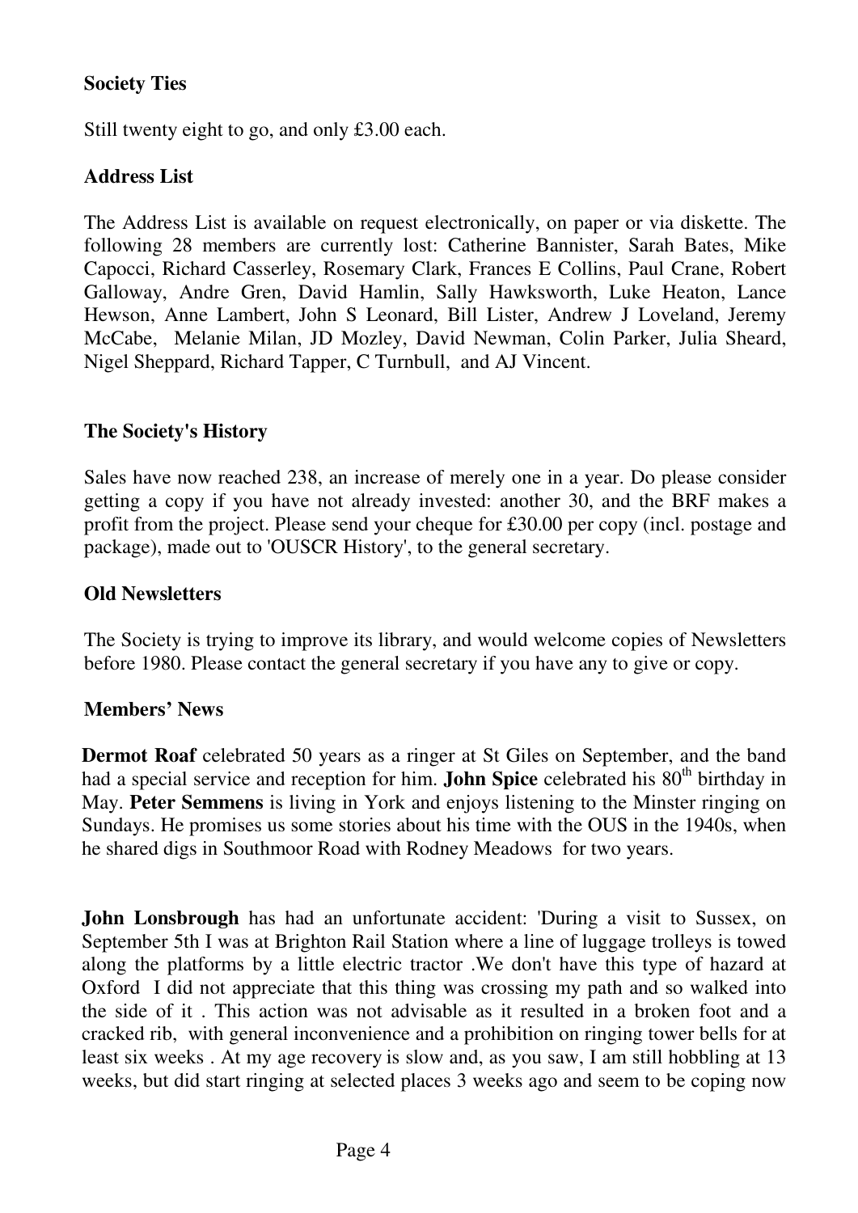**Society Ties**

Still twenty eight to go, and only £3.00 each.

**Address List**

The Address List is available on request electronically, on paper or via diskette. The following 28 members are currently lost: Catherine Bannister, Sarah Bates, Mike Capocci, Richard Casserley, Rosemary Clark, Frances E Collins, Paul Crane, Robert Galloway, Andre Gren, David Hamlin, Sally Hawksworth, Luke Heaton, Lance Hewson, Anne Lambert, John S Leonard, Bill Lister, Andrew J Loveland, Jeremy McCabe, Melanie Milan, JD Mozley, David Newman, Colin Parker, Julia Sheard, Nigel Sheppard, Richard Tapper, C Turnbull, and AJ Vincent.

**The Society's History**

Sales have now reached 238, an increase of merely one in a year. Do please consider getting a copy if you have not already invested: another 30, and the BRF makes a profit from the project. Please send your cheque for £30.00 per copy (incl. postage and package), made out to 'OUSCR History', to the general secretary.

**Old Newsletters**

The Society is trying to improve its library, and would welcome copies of Newsletters before 1980. Please contact the general secretary if you have any to give or copy.

**Members' News**

**Dermot Roaf** celebrated 50 years as a ringer at St Giles on September, and the band had a special service and reception for him. **John Spice** celebrated his 80th birthday in May. **Peter Semmens** is living in York and enjoys listening to the Minster ringing on Sundays. He promises us some stories about his time with the OUS in the 1940s, when he shared digs in Southmoor Road with Rodney Meadows for two years.

**John Lonsbrough** has had an unfortunate accident: 'During a visit to Sussex, on September 5th I was at Brighton Rail Station where a line of luggage trolleys is towed along the platforms by a little electric tractor .We don't have this type of hazard at Oxford I did not appreciate that this thing was crossing my path and so walked into the side of it . This action was not advisable as it resulted in a broken foot and a cracked rib, with general inconvenience and a prohibition on ringing tower bells for at least six weeks . At my age recovery is slow and, as you saw, I am still hobbling at 13 weeks, but did start ringing at selected places 3 weeks ago and seem to be coping now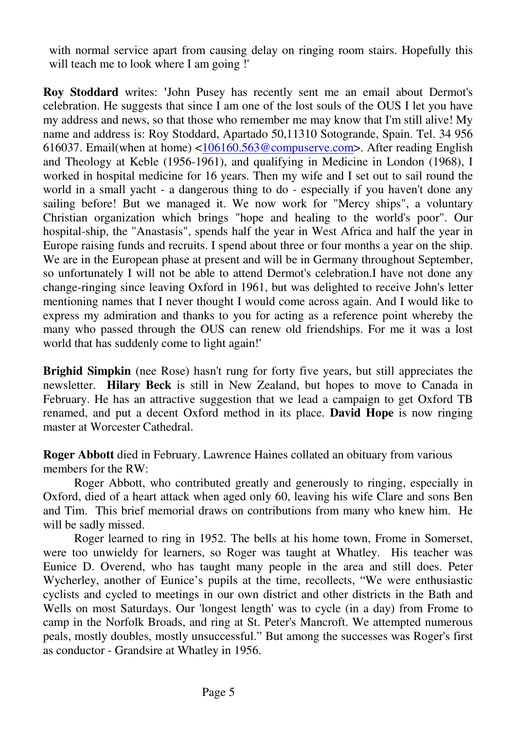with normal service apart from causing delay on ringing room stairs. Hopefully this will teach me to look where I am going !'

**Roy Stoddard** writes: 'John Pusey has recently sent me an email about Dermot's celebration. He suggests that since I am one of the lost souls of the OUS I let you have my address and news, so that those who remember me may know that I'm still alive! My name and address is: Roy Stoddard, Apartado 50,11310 Sotogrande, Spain. Tel. 34 956 616037. Email(when at home) <106160.563@compuserve.com>. After reading English and Theology at Keble (1956-1961), and qualifying in Medicine in London (1968), I worked in hospital medicine for 16 years. Then my wife and I set out to sail round the world in a small yacht - a dangerous thing to do - especially if you haven't done any sailing before! But we managed it. We now work for "Mercy ships", a voluntary Christian organization which brings "hope and healing to the world's poor". Our hospital-ship, the "Anastasis", spends half the year in West Africa and half the year in Europe raising funds and recruits. I spend about three or four months a year on the ship. We are in the European phase at present and will be in Germany throughout September, so unfortunately I will not be able to attend Dermot's celebration.I have not done any change-ringing since leaving Oxford in 1961, but was delighted to receive John's letter mentioning names that I never thought I would come across again. And I would like to express my admiration and thanks to you for acting as a reference point whereby the many who passed through the OUS can renew old friendships. For me it was a lost world that has suddenly come to light again!'

**Brighid Simpkin** (nee Rose) hasn't rung for forty five years, but still appreciates the newsletter. **Hilary Beck** is still in New Zealand, but hopes to move to Canada in February. He has an attractive suggestion that we lead a campaign to get Oxford TB renamed, and put a decent Oxford method in its place. **David Hope** is now ringing master at Worcester Cathedral.

**Roger Abbott** died in February. Lawrence Haines collated an obituary from various members for the RW:

Roger Abbott, who contributed greatly and generously to ringing, especially in Oxford, died of a heart attack when aged only 60, leaving his wife Clare and sons Ben and Tim. This brief memorial draws on contributions from many who knew him. He will be sadly missed.

Roger learned to ring in 1952. The bells at his home town, Frome in Somerset, were too unwieldy for learners, so Roger was taught at Whatley. His teacher was Eunice D. Overend, who has taught many people in the area and still does. Peter Wycherley, another of Eunice's pupils at the time, recollects, "We were enthusiastic cyclists and cycled to meetings in our own district and other districts in the Bath and Wells on most Saturdays. Our 'longest length' was to cycle (in a day) from Frome to camp in the Norfolk Broads, and ring at St. Peter's Mancroft. We attempted numerous peals, mostly doubles, mostly unsuccessful." But among the successes was Roger's first as conductor - Grandsire at Whatley in 1956.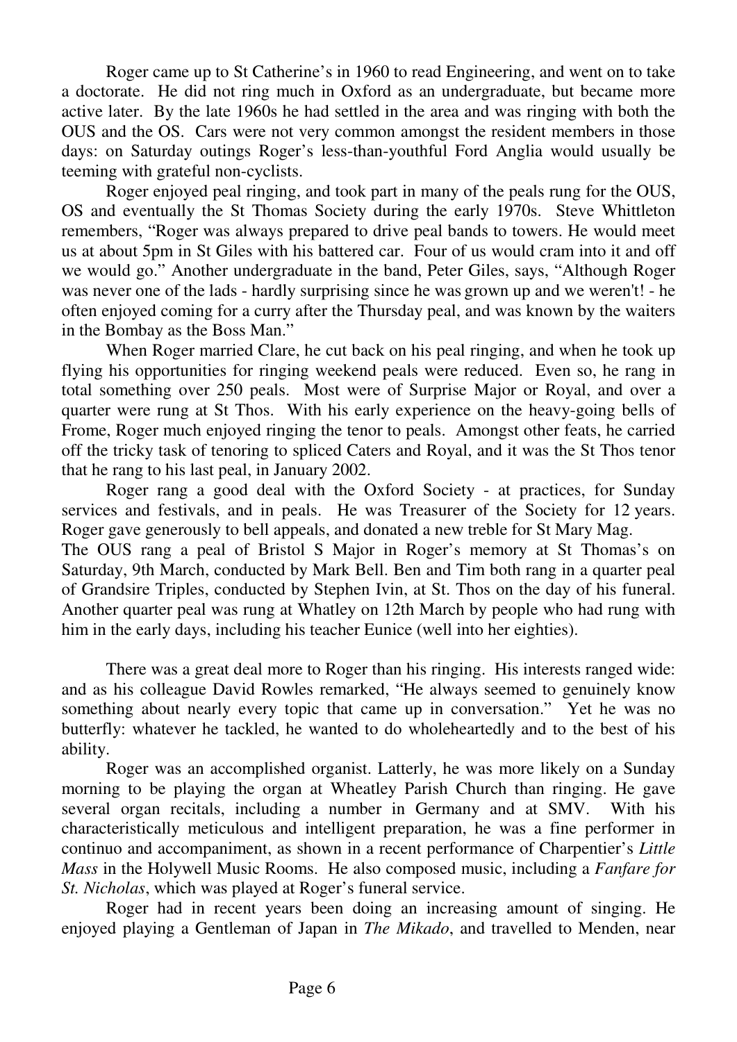Roger came up to St Catherine's in 1960 to read Engineering, and went on to take a doctorate. He did not ring much in Oxford as an undergraduate, but became more active later. By the late 1960s he had settled in the area and was ringing with both the OUS and the OS. Cars were not very common amongst the resident members in those days: on Saturday outings Roger's less-than-youthful Ford Anglia would usually be teeming with grateful non-cyclists.

Roger enjoyed peal ringing, and took part in many of the peals rung for the OUS, OS and eventually the St Thomas Society during the early 1970s. Steve Whittleton remembers, "Roger was always prepared to drive peal bands to towers. He would meet us at about 5pm in St Giles with his battered car. Four of us would cram into it and off we would go." Another undergraduate in the band, Peter Giles, says, "Although Roger was never one of the lads - hardly surprising since he was grown up and we weren't! - he often enjoyed coming for a curry after the Thursday peal, and was known by the waiters in the Bombay as the Boss Man."

When Roger married Clare, he cut back on his peal ringing, and when he took up flying his opportunities for ringing weekend peals were reduced. Even so, he rang in total something over 250 peals. Most were of Surprise Major or Royal, and over a quarter were rung at St Thos. With his early experience on the heavy-going bells of Frome, Roger much enjoyed ringing the tenor to peals. Amongst other feats, he carried off the tricky task of tenoring to spliced Caters and Royal, and it was the St Thos tenor that he rang to his last peal, in January 2002.

Roger rang a good deal with the Oxford Society - at practices, for Sunday services and festivals, and in peals. He was Treasurer of the Society for 12 years. Roger gave generously to bell appeals, and donated a new treble for St Mary Mag.
The OUS rang a peal of Bristol S Major in Roger's memory at St Thomas's on Saturday, 9th March, conducted by Mark Bell. Ben and Tim both rang in a quarter peal of Grandsire Triples, conducted by Stephen Ivin, at St. Thos on the day of his funeral. Another quarter peal was rung at Whatley on 12th March by people who had rung with him in the early days, including his teacher Eunice (well into her eighties).

There was a great deal more to Roger than his ringing. His interests ranged wide: and as his colleague David Rowles remarked, "He always seemed to genuinely know something about nearly every topic that came up in conversation." Yet he was no butterfly: whatever he tackled, he wanted to do wholeheartedly and to the best of his ability.

Roger was an accomplished organist. Latterly, he was more likely on a Sunday morning to be playing the organ at Wheatley Parish Church than ringing. He gave several organ recitals, including a number in Germany and at SMV. With his characteristically meticulous and intelligent preparation, he was a fine performer in continuo and accompaniment, as shown in a recent performance of Charpentier's *Little Mass* in the Holywell Music Rooms. He also composed music, including a *Fanfare for St. Nicholas*, which was played at Roger's funeral service.

Roger had in recent years been doing an increasing amount of singing. He enjoyed playing a Gentleman of Japan in *The Mikado*, and travelled to Menden, near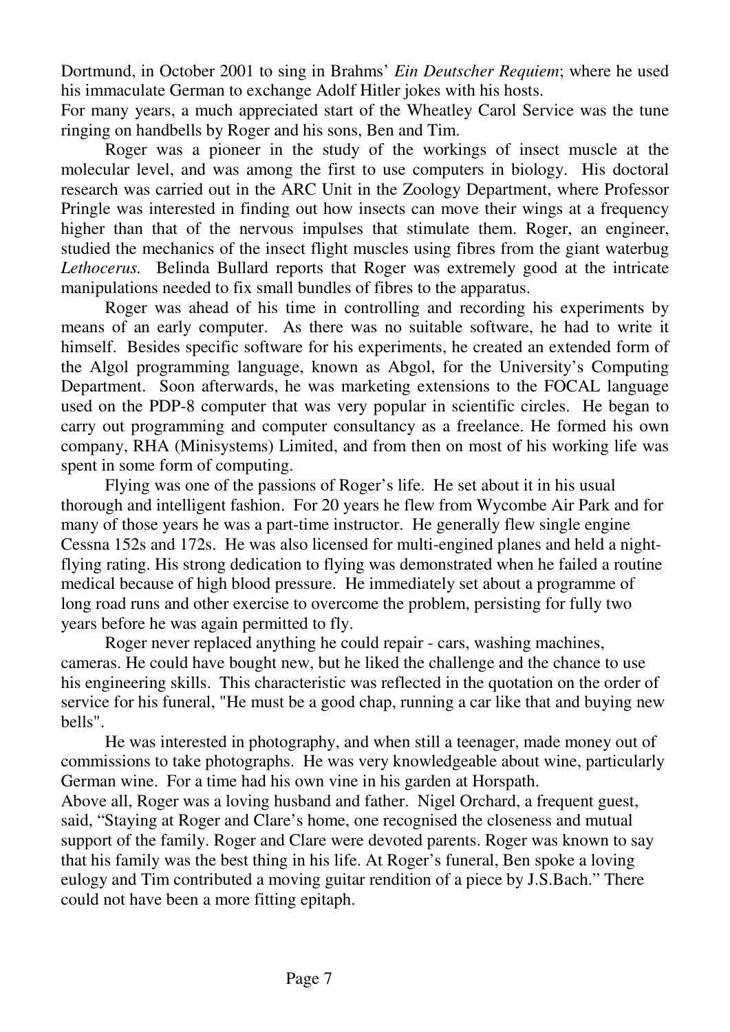Dortmund, in October 2001 to sing in Brahms' *Ein Deutscher Requiem*; where he used his immaculate German to exchange Adolf Hitler jokes with his hosts.

For many years, a much appreciated start of the Wheatley Carol Service was the tune ringing on handbells by Roger and his sons, Ben and Tim.

Roger was a pioneer in the study of the workings of insect muscle at the molecular level, and was among the first to use computers in biology. His doctoral research was carried out in the ARC Unit in the Zoology Department, where Professor Pringle was interested in finding out how insects can move their wings at a frequency higher than that of the nervous impulses that stimulate them. Roger, an engineer, studied the mechanics of the insect flight muscles using fibres from the giant waterbug *Lethocerus.* Belinda Bullard reports that Roger was extremely good at the intricate manipulations needed to fix small bundles of fibres to the apparatus.

Roger was ahead of his time in controlling and recording his experiments by means of an early computer. As there was no suitable software, he had to write it himself. Besides specific software for his experiments, he created an extended form of the Algol programming language, known as Abgol, for the University's Computing Department. Soon afterwards, he was marketing extensions to the FOCAL language used on the PDP-8 computer that was very popular in scientific circles. He began to carry out programming and computer consultancy as a freelance. He formed his own company, RHA (Minisystems) Limited, and from then on most of his working life was spent in some form of computing.

Flying was one of the passions of Roger's life. He set about it in his usual thorough and intelligent fashion. For 20 years he flew from Wycombe Air Park and for many of those years he was a part-time instructor. He generally flew single engine Cessna 152s and 172s. He was also licensed for multi-engined planes and held a night-flying rating. His strong dedication to flying was demonstrated when he failed a routine medical because of high blood pressure. He immediately set about a programme of long road runs and other exercise to overcome the problem, persisting for fully two years before he was again permitted to fly.

Roger never replaced anything he could repair - cars, washing machines, cameras. He could have bought new, but he liked the challenge and the chance to use his engineering skills. This characteristic was reflected in the quotation on the order of service for his funeral, "He must be a good chap, running a car like that and buying new bells".

He was interested in photography, and when still a teenager, made money out of commissions to take photographs. He was very knowledgeable about wine, particularly German wine. For a time had his own vine in his garden at Horspath.

Above all, Roger was a loving husband and father. Nigel Orchard, a frequent guest, said, "Staying at Roger and Clare's home, one recognised the closeness and mutual support of the family. Roger and Clare were devoted parents. Roger was known to say that his family was the best thing in his life. At Roger's funeral, Ben spoke a loving eulogy and Tim contributed a moving guitar rendition of a piece by J.S.Bach." There could not have been a more fitting epitaph.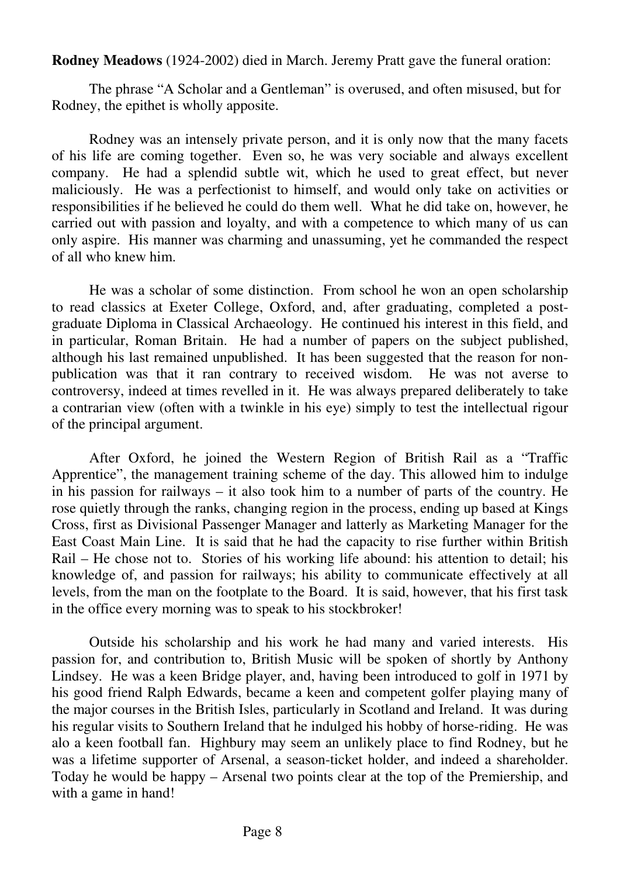**Rodney Meadows** (1924-2002) died in March. Jeremy Pratt gave the funeral oration:

The phrase "A Scholar and a Gentleman" is overused, and often misused, but for Rodney, the epithet is wholly apposite.

Rodney was an intensely private person, and it is only now that the many facets of his life are coming together. Even so, he was very sociable and always excellent company. He had a splendid subtle wit, which he used to great effect, but never maliciously. He was a perfectionist to himself, and would only take on activities or responsibilities if he believed he could do them well. What he did take on, however, he carried out with passion and loyalty, and with a competence to which many of us can only aspire. His manner was charming and unassuming, yet he commanded the respect of all who knew him.

He was a scholar of some distinction. From school he won an open scholarship to read classics at Exeter College, Oxford, and, after graduating, completed a post-graduate Diploma in Classical Archaeology. He continued his interest in this field, and in particular, Roman Britain. He had a number of papers on the subject published, although his last remained unpublished. It has been suggested that the reason for non-publication was that it ran contrary to received wisdom. He was not averse to controversy, indeed at times revelled in it. He was always prepared deliberately to take a contrarian view (often with a twinkle in his eye) simply to test the intellectual rigour of the principal argument.

After Oxford, he joined the Western Region of British Rail as a "Traffic Apprentice", the management training scheme of the day. This allowed him to indulge in his passion for railways – it also took him to a number of parts of the country. He rose quietly through the ranks, changing region in the process, ending up based at Kings Cross, first as Divisional Passenger Manager and latterly as Marketing Manager for the East Coast Main Line. It is said that he had the capacity to rise further within British Rail – He chose not to. Stories of his working life abound: his attention to detail; his knowledge of, and passion for railways; his ability to communicate effectively at all levels, from the man on the footplate to the Board. It is said, however, that his first task in the office every morning was to speak to his stockbroker!

Outside his scholarship and his work he had many and varied interests. His passion for, and contribution to, British Music will be spoken of shortly by Anthony Lindsey. He was a keen Bridge player, and, having been introduced to golf in 1971 by his good friend Ralph Edwards, became a keen and competent golfer playing many of the major courses in the British Isles, particularly in Scotland and Ireland. It was during his regular visits to Southern Ireland that he indulged his hobby of horse-riding. He was alo a keen football fan. Highbury may seem an unlikely place to find Rodney, but he was a lifetime supporter of Arsenal, a season-ticket holder, and indeed a shareholder. Today he would be happy – Arsenal two points clear at the top of the Premiership, and with a game in hand!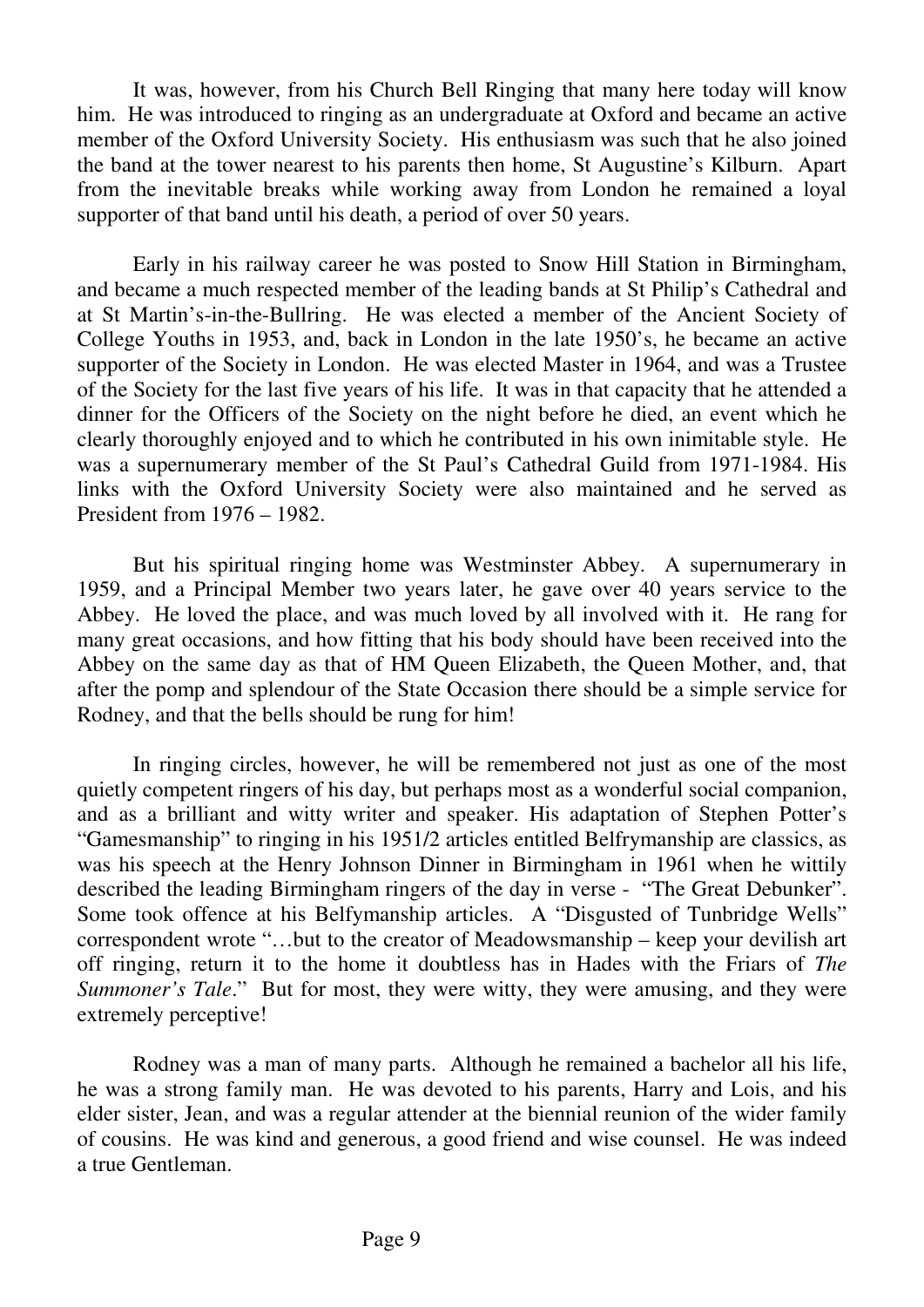It was, however, from his Church Bell Ringing that many here today will know him. He was introduced to ringing as an undergraduate at Oxford and became an active member of the Oxford University Society. His enthusiasm was such that he also joined the band at the tower nearest to his parents then home, St Augustine's Kilburn. Apart from the inevitable breaks while working away from London he remained a loyal supporter of that band until his death, a period of over 50 years.

Early in his railway career he was posted to Snow Hill Station in Birmingham, and became a much respected member of the leading bands at St Philip's Cathedral and at St Martin's-in-the-Bullring. He was elected a member of the Ancient Society of College Youths in 1953, and, back in London in the late 1950's, he became an active supporter of the Society in London. He was elected Master in 1964, and was a Trustee of the Society for the last five years of his life. It was in that capacity that he attended a dinner for the Officers of the Society on the night before he died, an event which he clearly thoroughly enjoyed and to which he contributed in his own inimitable style. He was a supernumerary member of the St Paul's Cathedral Guild from 1971-1984. His links with the Oxford University Society were also maintained and he served as President from 1976 – 1982.

But his spiritual ringing home was Westminster Abbey. A supernumerary in 1959, and a Principal Member two years later, he gave over 40 years service to the Abbey. He loved the place, and was much loved by all involved with it. He rang for many great occasions, and how fitting that his body should have been received into the Abbey on the same day as that of HM Queen Elizabeth, the Queen Mother, and, that after the pomp and splendour of the State Occasion there should be a simple service for Rodney, and that the bells should be rung for him!

In ringing circles, however, he will be remembered not just as one of the most quietly competent ringers of his day, but perhaps most as a wonderful social companion, and as a brilliant and witty writer and speaker. His adaptation of Stephen Potter's "Gamesmanship" to ringing in his 1951/2 articles entitled Belfrymanship are classics, as was his speech at the Henry Johnson Dinner in Birmingham in 1961 when he wittily described the leading Birmingham ringers of the day in verse - "The Great Debunker". Some took offence at his Belfymanship articles. A "Disgusted of Tunbridge Wells" correspondent wrote "…but to the creator of Meadowsmanship – keep your devilish art off ringing, return it to the home it doubtless has in Hades with the Friars of *The Summoner's Tale*." But for most, they were witty, they were amusing, and they were extremely perceptive!

Rodney was a man of many parts. Although he remained a bachelor all his life, he was a strong family man. He was devoted to his parents, Harry and Lois, and his elder sister, Jean, and was a regular attender at the biennial reunion of the wider family of cousins. He was kind and generous, a good friend and wise counsel. He was indeed a true Gentleman.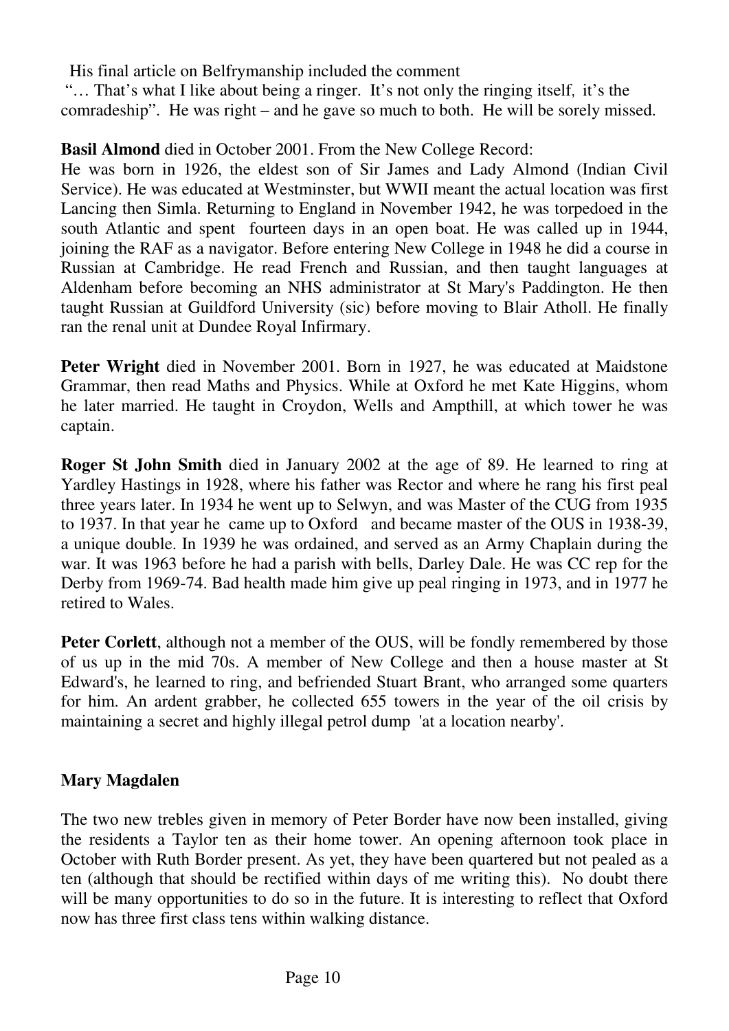His final article on Belfrymanship included the comment

"… That's what I like about being a ringer. It's not only the ringing itself, it's the comradeship". He was right – and he gave so much to both. He will be sorely missed.

**Basil Almond** died in October 2001. From the New College Record:
He was born in 1926, the eldest son of Sir James and Lady Almond (Indian Civil Service). He was educated at Westminster, but WWII meant the actual location was first Lancing then Simla. Returning to England in November 1942, he was torpedoed in the south Atlantic and spent fourteen days in an open boat. He was called up in 1944, joining the RAF as a navigator. Before entering New College in 1948 he did a course in Russian at Cambridge. He read French and Russian, and then taught languages at Aldenham before becoming an NHS administrator at St Mary's Paddington. He then taught Russian at Guildford University (sic) before moving to Blair Atholl. He finally ran the renal unit at Dundee Royal Infirmary.

**Peter Wright** died in November 2001. Born in 1927, he was educated at Maidstone Grammar, then read Maths and Physics. While at Oxford he met Kate Higgins, whom he later married. He taught in Croydon, Wells and Ampthill, at which tower he was captain.

**Roger St John Smith** died in January 2002 at the age of 89. He learned to ring at Yardley Hastings in 1928, where his father was Rector and where he rang his first peal three years later. In 1934 he went up to Selwyn, and was Master of the CUG from 1935 to 1937. In that year he came up to Oxford and became master of the OUS in 1938-39, a unique double. In 1939 he was ordained, and served as an Army Chaplain during the war. It was 1963 before he had a parish with bells, Darley Dale. He was CC rep for the Derby from 1969-74. Bad health made him give up peal ringing in 1973, and in 1977 he retired to Wales.

**Peter Corlett**, although not a member of the OUS, will be fondly remembered by those of us up in the mid 70s. A member of New College and then a house master at St Edward's, he learned to ring, and befriended Stuart Brant, who arranged some quarters for him. An ardent grabber, he collected 655 towers in the year of the oil crisis by maintaining a secret and highly illegal petrol dump 'at a location nearby'.

## Mary Magdalen

The two new trebles given in memory of Peter Border have now been installed, giving the residents a Taylor ten as their home tower. An opening afternoon took place in October with Ruth Border present. As yet, they have been quartered but not pealed as a ten (although that should be rectified within days of me writing this). No doubt there will be many opportunities to do so in the future. It is interesting to reflect that Oxford now has three first class tens within walking distance.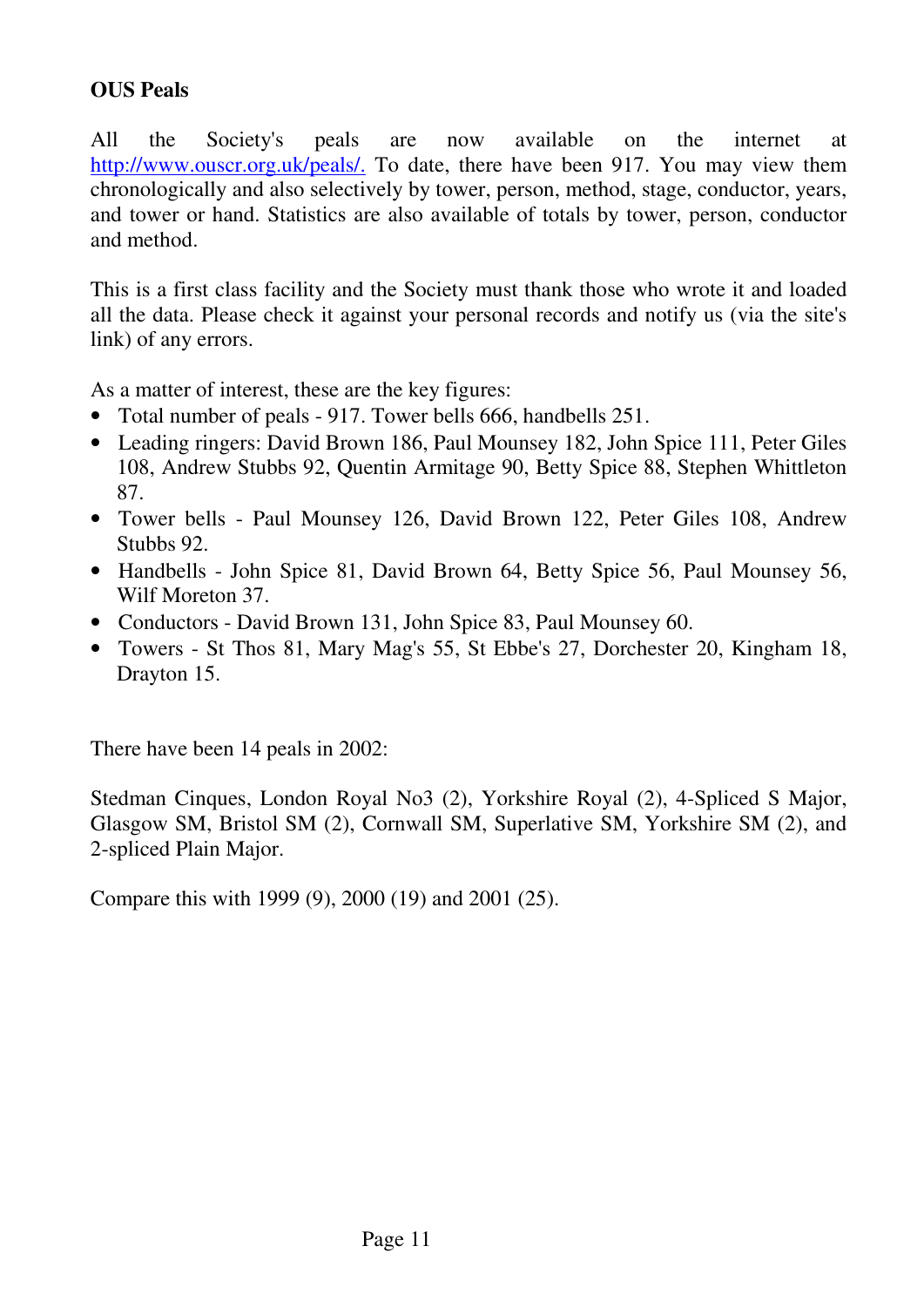**OUS Peals**

All the Society's peals are now available on the internet at [http://www.ouscr.org.uk/peals/.](http://www.ouscr.org.uk/peals/) To date, there have been 917. You may view them chronologically and also selectively by tower, person, method, stage, conductor, years, and tower or hand. Statistics are also available of totals by tower, person, conductor and method.

This is a first class facility and the Society must thank those who wrote it and loaded all the data. Please check it against your personal records and notify us (via the site's link) of any errors.

As a matter of interest, these are the key figures:

- Total number of peals - 917. Tower bells 666, handbells 251.
- Leading ringers: David Brown 186, Paul Mounsey 182, John Spice 111, Peter Giles 108, Andrew Stubbs 92, Quentin Armitage 90, Betty Spice 88, Stephen Whittleton 87.
- Tower bells - Paul Mounsey 126, David Brown 122, Peter Giles 108, Andrew Stubbs 92.
- Handbells - John Spice 81, David Brown 64, Betty Spice 56, Paul Mounsey 56, Wilf Moreton 37.
- Conductors - David Brown 131, John Spice 83, Paul Mounsey 60.
- Towers - St Thos 81, Mary Mag's 55, St Ebbe's 27, Dorchester 20, Kingham 18, Drayton 15.

There have been 14 peals in 2002:

Stedman Cinques, London Royal No3 (2), Yorkshire Royal (2), 4-Spliced S Major, Glasgow SM, Bristol SM (2), Cornwall SM, Superlative SM, Yorkshire SM (2), and 2-spliced Plain Major.

Compare this with 1999 (9), 2000 (19) and 2001 (25).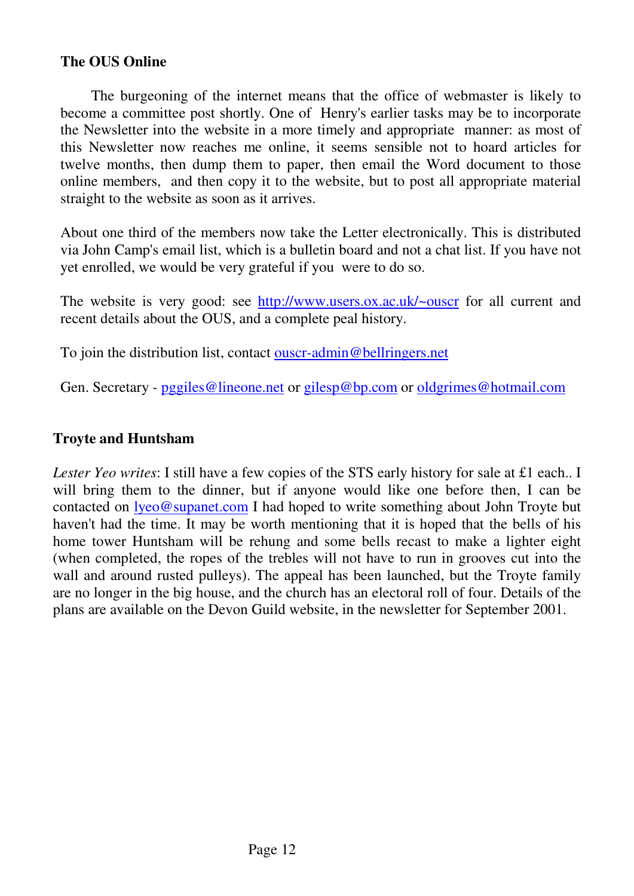## The OUS Online

The burgeoning of the internet means that the office of webmaster is likely to become a committee post shortly. One of Henry's earlier tasks may be to incorporate the Newsletter into the website in a more timely and appropriate manner: as most of this Newsletter now reaches me online, it seems sensible not to hoard articles for twelve months, then dump them to paper, then email the Word document to those online members, and then copy it to the website, but to post all appropriate material straight to the website as soon as it arrives.

About one third of the members now take the Letter electronically. This is distributed via John Camp's email list, which is a bulletin board and not a chat list. If you have not yet enrolled, we would be very grateful if you were to do so.

The website is very good: see http://www.users.ox.ac.uk/~ouscr for all current and recent details about the OUS, and a complete peal history.

To join the distribution list, contact ouscr-admin@bellringers.net

Gen. Secretary - pggiles@lineone.net or gilesp@bp.com or oldgrimes@hotmail.com

## Troyte and Huntsham

*Lester Yeo writes*: I still have a few copies of the STS early history for sale at £1 each.. I will bring them to the dinner, but if anyone would like one before then, I can be contacted on lyeo@supanet.com I had hoped to write something about John Troyte but haven't had the time. It may be worth mentioning that it is hoped that the bells of his home tower Huntsham will be rehung and some bells recast to make a lighter eight (when completed, the ropes of the trebles will not have to run in grooves cut into the wall and around rusted pulleys). The appeal has been launched, but the Troyte family are no longer in the big house, and the church has an electoral roll of four. Details of the plans are available on the Devon Guild website, in the newsletter for September 2001.